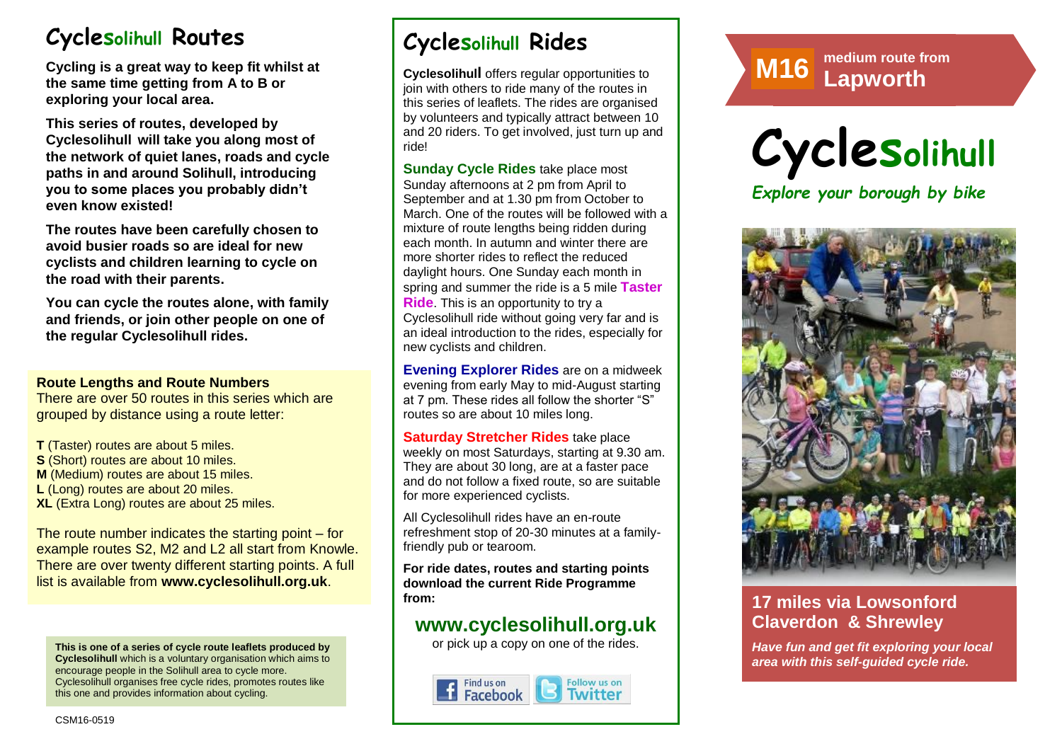# Cyclesolihull Routes

**Cycling is a great way to keep fit whilst at the same time getting from A to B or exploring your local area.**

**This series of routes, developed by Cyclesolihull will take you along most of the network of quiet lanes, roads and cycle paths in and around Solihull, introducing you to some places you probably didn't even know existed!**

**The routes have been carefully chosen to avoid busier roads so are ideal for new cyclists and children learning to cycle on the road with their parents.**

**You can cycle the routes alone, with family and friends, or join other people on one of the regular Cyclesolihull rides.**

**Route Lengths and Route Numbers**

There are over 50 routes in this series which are grouped by distance using a route letter:

**T** (Taster) routes are about 5 miles.
**S** (Short) routes are about 10 miles.
**M** (Medium) routes are about 15 miles.
**L** (Long) routes are about 20 miles.
**XL** (Extra Long) routes are about 25 miles.

The route number indicates the starting point – for example routes S2, M2 and L2 all start from Knowle. There are over twenty different starting points. A full list is available from **www.cyclesolihull.org.uk**.

**This is one of a series of cycle route leaflets produced by Cyclesolihull** which is a voluntary organisation which aims to encourage people in the Solihull area to cycle more. Cyclesolihull organises free cycle rides, promotes routes like this one and provides information about cycling.

CSM16-0519

# Cyclesolihull Rides

**Cyclesolihull** offers regular opportunities to join with others to ride many of the routes in this series of leaflets. The rides are organised by volunteers and typically attract between 10 and 20 riders. To get involved, just turn up and ride!

**Sunday Cycle Rides** take place most Sunday afternoons at 2 pm from April to September and at 1.30 pm from October to March. One of the routes will be followed with a mixture of route lengths being ridden during each month. In autumn and winter there are more shorter rides to reflect the reduced daylight hours. One Sunday each month in spring and summer the ride is a 5 mile **Taster Ride**. This is an opportunity to try a Cyclesolihull ride without going very far and is an ideal introduction to the rides, especially for new cyclists and children.

**Evening Explorer Rides** are on a midweek evening from early May to mid-August starting at 7 pm. These rides all follow the shorter "S" routes so are about 10 miles long.

**Saturday Stretcher Rides** take place weekly on most Saturdays, starting at 9.30 am. They are about 30 long, are at a faster pace and do not follow a fixed route, so are suitable for more experienced cyclists.

All Cyclesolihull rides have an en-route refreshment stop of 20-30 minutes at a family-friendly pub or tearoom.

**For ride dates, routes and starting points download the current Ride Programme from:**

## www.cyclesolihull.org.uk

or pick up a copy on one of the rides.

Find us on Facebook | Follow us on Twitter

# M16 medium route from Lapworth

# Cyclesolihull

*Explore your borough by bike*

## 17 miles via Lowsonford Claverdon & Shrewley

*Have fun and get fit exploring your local area with this self-guided cycle ride.*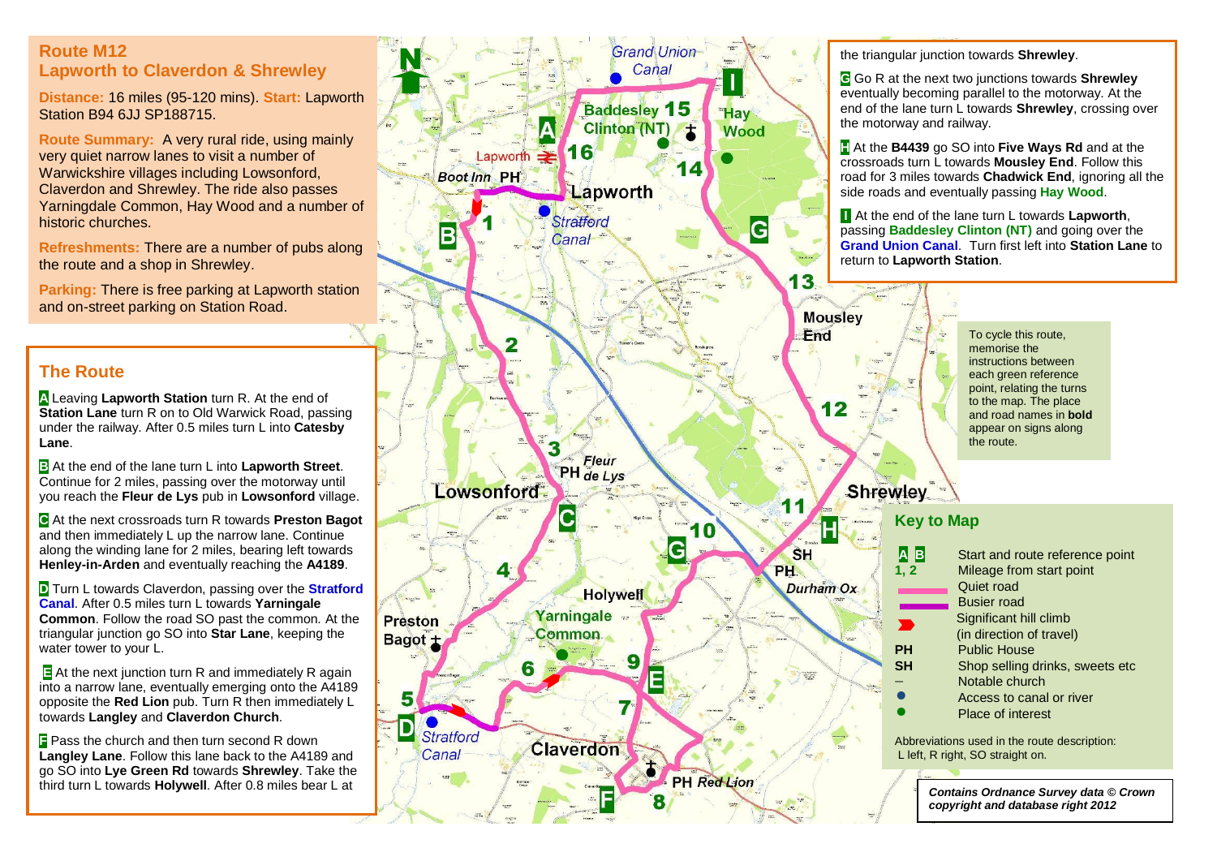## Route M12
## Lapworth to Claverdon & Shrewley

**Distance:** 16 miles (95-120 mins). **Start:** Lapworth Station B94 6JJ SP188715.

**Route Summary:** A very rural ride, using mainly very quiet narrow lanes to visit a number of Warwickshire villages including Lowsonford, Claverdon and Shrewley. The ride also passes Yarningdale Common, Hay Wood and a number of historic churches.

**Refreshments:** There are a number of pubs along the route and a shop in Shrewley.

**Parking:** There is free parking at Lapworth station and on-street parking on Station Road.

## The Route

**A** Leaving **Lapworth Station** turn R. At the end of **Station Lane** turn R on to Old Warwick Road, passing under the railway. After 0.5 miles turn L into **Catesby Lane**.

**B** At the end of the lane turn L into **Lapworth Street**. Continue for 2 miles, passing over the motorway until you reach the **Fleur de Lys** pub in **Lowsonford** village.

**C** At the next crossroads turn R towards **Preston Bagot** and then immediately L up the narrow lane. Continue along the winding lane for 2 miles, bearing left towards **Henley-in-Arden** and eventually reaching the **A4189**.

**D** Turn L towards Claverdon, passing over the **Stratford Canal**. After 0.5 miles turn L towards **Yarningale Common**. Follow the road SO past the common. At the triangular junction go SO into **Star Lane**, keeping the water tower to your L.

**E** At the next junction turn R and immediately R again into a narrow lane, eventually emerging onto the A4189 opposite the **Red Lion** pub. Turn R then immediately L towards **Langley** and **Claverdon Church**.

**F** Pass the church and then turn second R down **Langley Lane**. Follow this lane back to the A4189 and go SO into **Lye Green Rd** towards **Shrewley**. Take the third turn L towards **Holywell**. After 0.8 miles bear L at the triangular junction towards **Shrewley**.

**G** Go R at the next two junctions towards **Shrewley** eventually becoming parallel to the motorway. At the end of the lane turn L towards **Shrewley**, crossing over the motorway and railway.

**H** At the **B4439** go SO into **Five Ways Rd** and at the crossroads turn L towards **Mousley End**. Follow this road for 3 miles towards **Chadwick End**, ignoring all the side roads and eventually passing **Hay Wood**.

**I** At the end of the lane turn L towards **Lapworth**, passing **Baddesley Clinton (NT)** and going over the **Grand Union Canal**. Turn first left into **Station Lane** to return to **Lapworth Station**.

To cycle this route, memorise the instructions between each green reference point, relating the turns to the map. The place and road names in **bold** appear on signs along the route.

N
Grand Union Canal
Baddesley Clinton (NT)
Hay Wood
Lapworth
Boot Inn PH
Stratford Canal
Mousley End
Fleur de Lys PH
Lowsonford
Shrewley
SH
PH Durham Ox
Holywell
Yarningale Common
Preston Bagot
Stratford Canal
Claverdon
PH Red Lion
A B C D E F G H I
1 2 3 4 5 6 7 8 9 10 11 12 13 14 15 16

## Key to Map

| | |
|---|---|
| A B / 1, 2 | Start and route reference point / Mileage from start point |
| | Quiet road |
| | Busier road |
| | Significant hill climb (in direction of travel) |
| PH | Public House |
| SH | Shop selling drinks, sweets etc |
| | Notable church |
| | Access to canal or river |
| | Place of interest |

Abbreviations used in the route description: L left, R right, SO straight on.

*Contains Ordnance Survey data © Crown copyright and database right 2012*